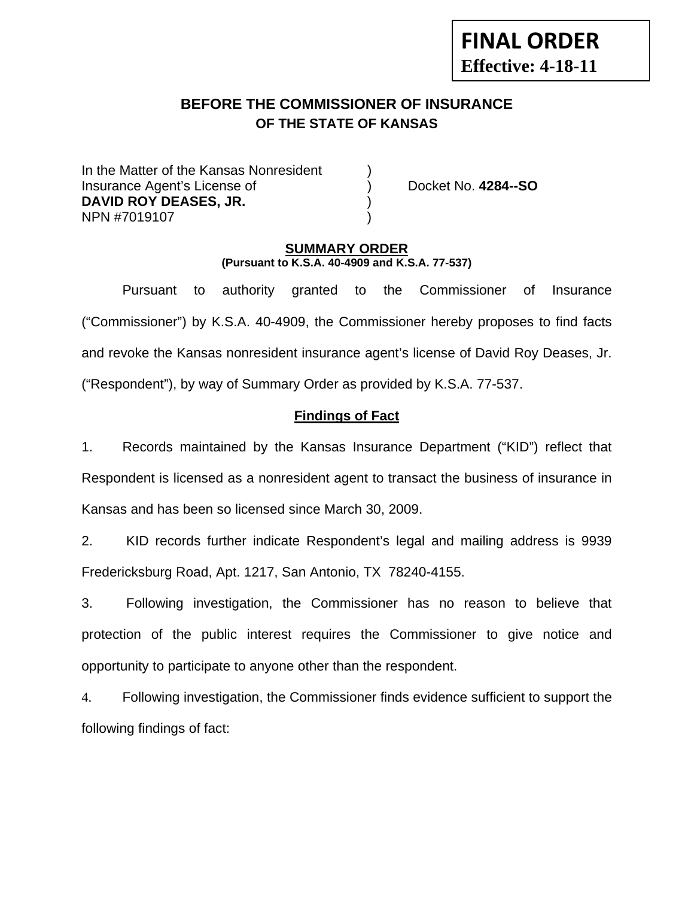**FINAL ORDER**
**Effective: 4-18-11**

# BEFORE THE COMMISSIONER OF INSURANCE
## OF THE STATE OF KANSAS

| | | |
|---|---|---|
| In the Matter of the Kansas Nonresident | ) | |
| Insurance Agent's License of | ) | Docket No. **4284--SO** |
| **DAVID ROY DEASES, JR.** | ) | |
| NPN #7019107 | ) | |

**SUMMARY ORDER**
**(Pursuant to K.S.A. 40-4909 and K.S.A. 77-537)**

Pursuant to authority granted to the Commissioner of Insurance ("Commissioner") by K.S.A. 40-4909, the Commissioner hereby proposes to find facts and revoke the Kansas nonresident insurance agent's license of David Roy Deases, Jr. ("Respondent"), by way of Summary Order as provided by K.S.A. 77-537.

**Findings of Fact**

1. Records maintained by the Kansas Insurance Department ("KID") reflect that Respondent is licensed as a nonresident agent to transact the business of insurance in Kansas and has been so licensed since March 30, 2009.

2. KID records further indicate Respondent's legal and mailing address is 9939 Fredericksburg Road, Apt. 1217, San Antonio, TX 78240-4155.

3. Following investigation, the Commissioner has no reason to believe that protection of the public interest requires the Commissioner to give notice and opportunity to participate to anyone other than the respondent.

4. Following investigation, the Commissioner finds evidence sufficient to support the following findings of fact: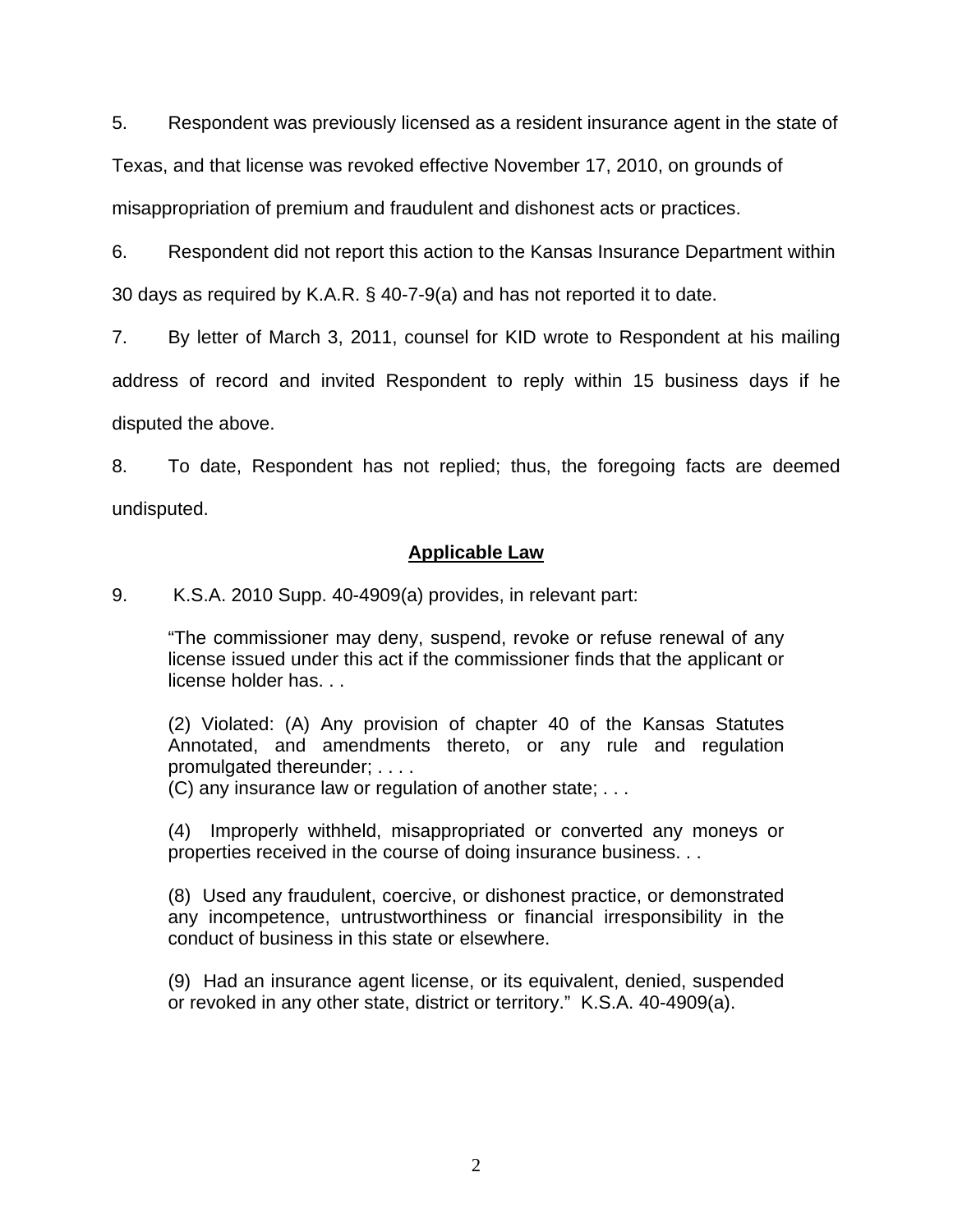5. Respondent was previously licensed as a resident insurance agent in the state of Texas, and that license was revoked effective November 17, 2010, on grounds of misappropriation of premium and fraudulent and dishonest acts or practices.

6. Respondent did not report this action to the Kansas Insurance Department within 30 days as required by K.A.R. § 40-7-9(a) and has not reported it to date.

7. By letter of March 3, 2011, counsel for KID wrote to Respondent at his mailing address of record and invited Respondent to reply within 15 business days if he disputed the above.

8. To date, Respondent has not replied; thus, the foregoing facts are deemed undisputed.

## Applicable Law

9. K.S.A. 2010 Supp. 40-4909(a) provides, in relevant part:

> "The commissioner may deny, suspend, revoke or refuse renewal of any license issued under this act if the commissioner finds that the applicant or license holder has. . .
>
> (2) Violated: (A) Any provision of chapter 40 of the Kansas Statutes Annotated, and amendments thereto, or any rule and regulation promulgated thereunder; . . . .
> (C) any insurance law or regulation of another state; . . .
>
> (4) Improperly withheld, misappropriated or converted any moneys or properties received in the course of doing insurance business. . .
>
> (8) Used any fraudulent, coercive, or dishonest practice, or demonstrated any incompetence, untrustworthiness or financial irresponsibility in the conduct of business in this state or elsewhere.
>
> (9) Had an insurance agent license, or its equivalent, denied, suspended or revoked in any other state, district or territory." K.S.A. 40-4909(a).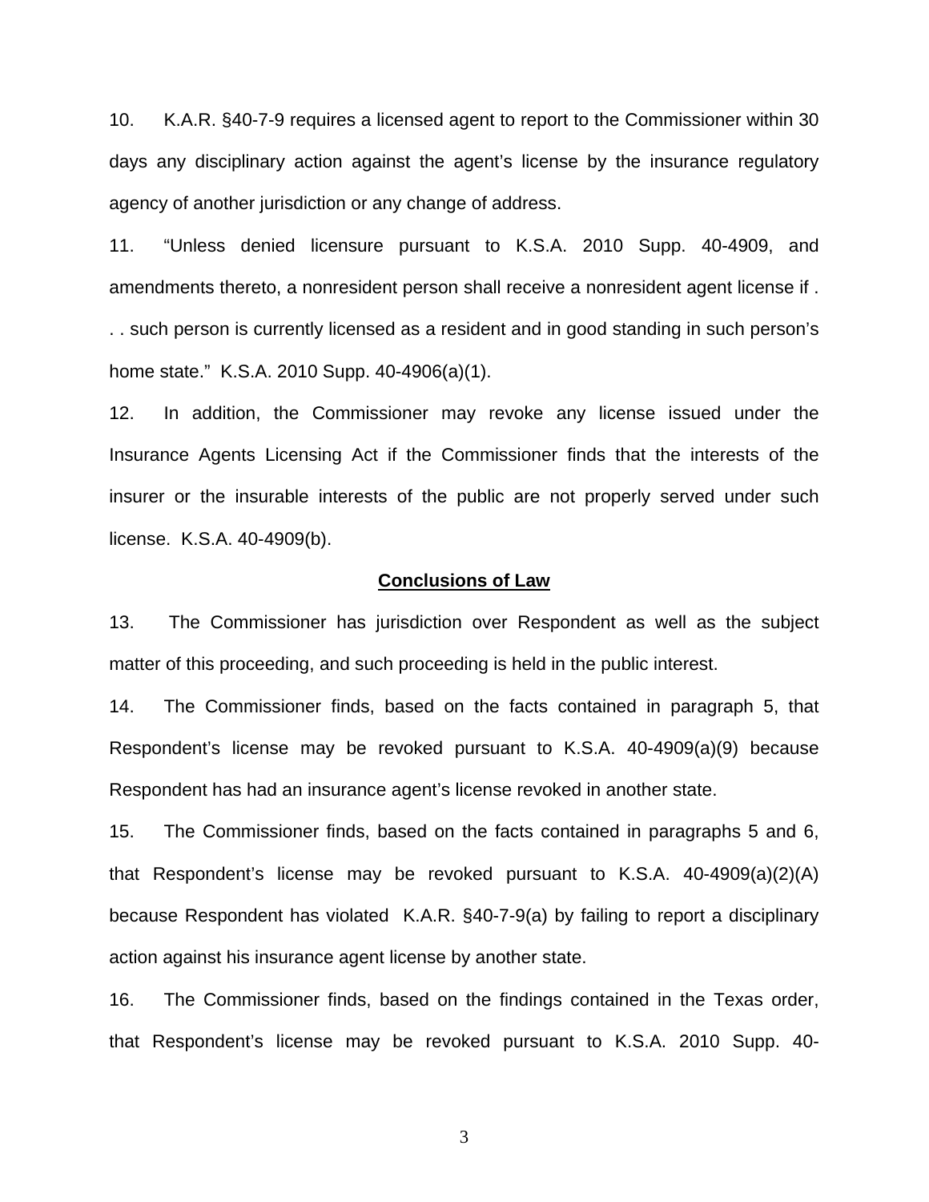10. K.A.R. §40-7-9 requires a licensed agent to report to the Commissioner within 30 days any disciplinary action against the agent's license by the insurance regulatory agency of another jurisdiction or any change of address.

11. "Unless denied licensure pursuant to K.S.A. 2010 Supp. 40-4909, and amendments thereto, a nonresident person shall receive a nonresident agent license if . . . such person is currently licensed as a resident and in good standing in such person's home state." K.S.A. 2010 Supp. 40-4906(a)(1).

12. In addition, the Commissioner may revoke any license issued under the Insurance Agents Licensing Act if the Commissioner finds that the interests of the insurer or the insurable interests of the public are not properly served under such license. K.S.A. 40-4909(b).

## Conclusions of Law

13. The Commissioner has jurisdiction over Respondent as well as the subject matter of this proceeding, and such proceeding is held in the public interest.

14. The Commissioner finds, based on the facts contained in paragraph 5, that Respondent's license may be revoked pursuant to K.S.A. 40-4909(a)(9) because Respondent has had an insurance agent's license revoked in another state.

15. The Commissioner finds, based on the facts contained in paragraphs 5 and 6, that Respondent's license may be revoked pursuant to K.S.A. 40-4909(a)(2)(A) because Respondent has violated K.A.R. §40-7-9(a) by failing to report a disciplinary action against his insurance agent license by another state.

16. The Commissioner finds, based on the findings contained in the Texas order, that Respondent's license may be revoked pursuant to K.S.A. 2010 Supp. 40-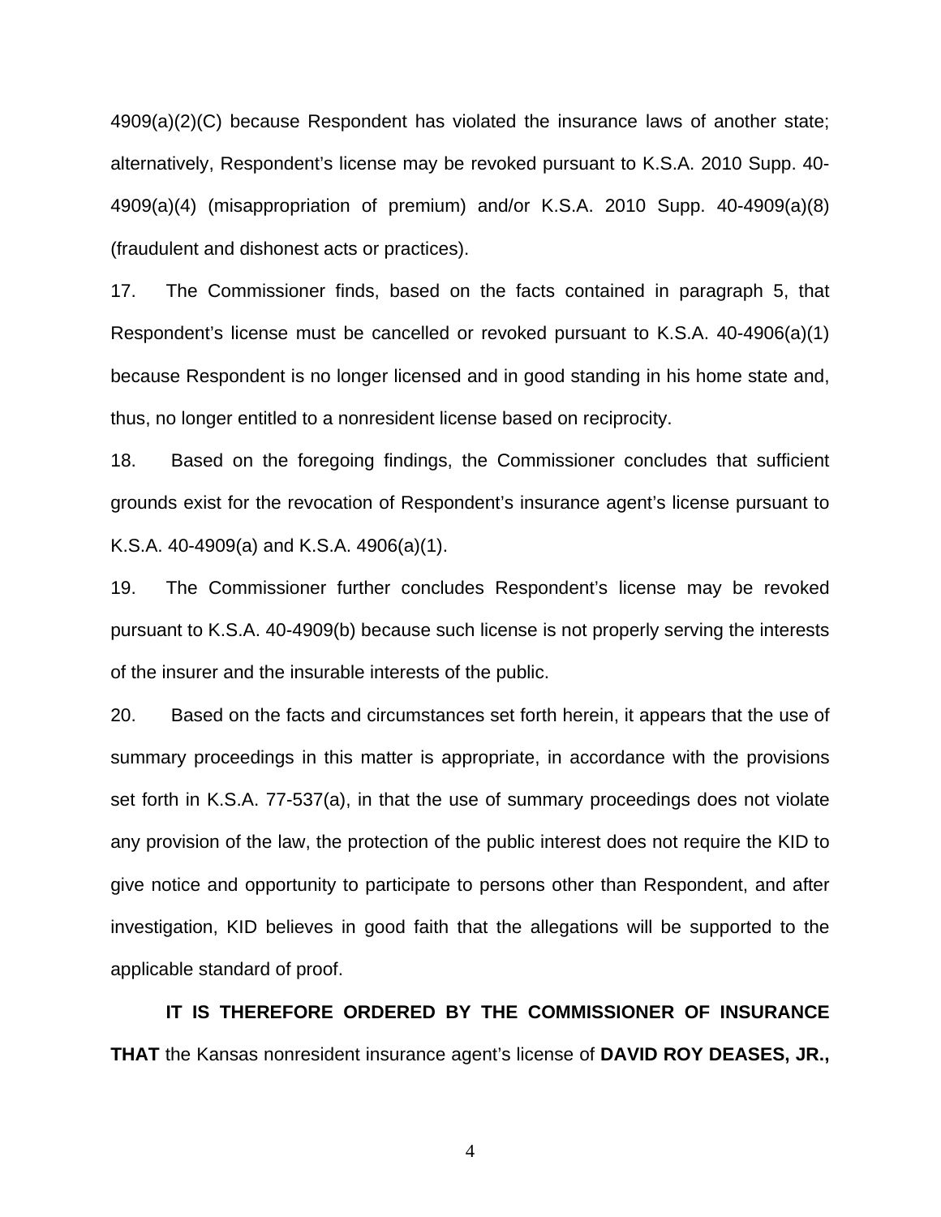4909(a)(2)(C) because Respondent has violated the insurance laws of another state; alternatively, Respondent's license may be revoked pursuant to K.S.A. 2010 Supp. 40-4909(a)(4) (misappropriation of premium) and/or K.S.A. 2010 Supp. 40-4909(a)(8) (fraudulent and dishonest acts or practices).

17. The Commissioner finds, based on the facts contained in paragraph 5, that Respondent's license must be cancelled or revoked pursuant to K.S.A. 40-4906(a)(1) because Respondent is no longer licensed and in good standing in his home state and, thus, no longer entitled to a nonresident license based on reciprocity.

18. Based on the foregoing findings, the Commissioner concludes that sufficient grounds exist for the revocation of Respondent's insurance agent's license pursuant to K.S.A. 40-4909(a) and K.S.A. 4906(a)(1).

19. The Commissioner further concludes Respondent's license may be revoked pursuant to K.S.A. 40-4909(b) because such license is not properly serving the interests of the insurer and the insurable interests of the public.

20. Based on the facts and circumstances set forth herein, it appears that the use of summary proceedings in this matter is appropriate, in accordance with the provisions set forth in K.S.A. 77-537(a), in that the use of summary proceedings does not violate any provision of the law, the protection of the public interest does not require the KID to give notice and opportunity to participate to persons other than Respondent, and after investigation, KID believes in good faith that the allegations will be supported to the applicable standard of proof.

**IT IS THEREFORE ORDERED BY THE COMMISSIONER OF INSURANCE THAT** the Kansas nonresident insurance agent's license of **DAVID ROY DEASES, JR.,**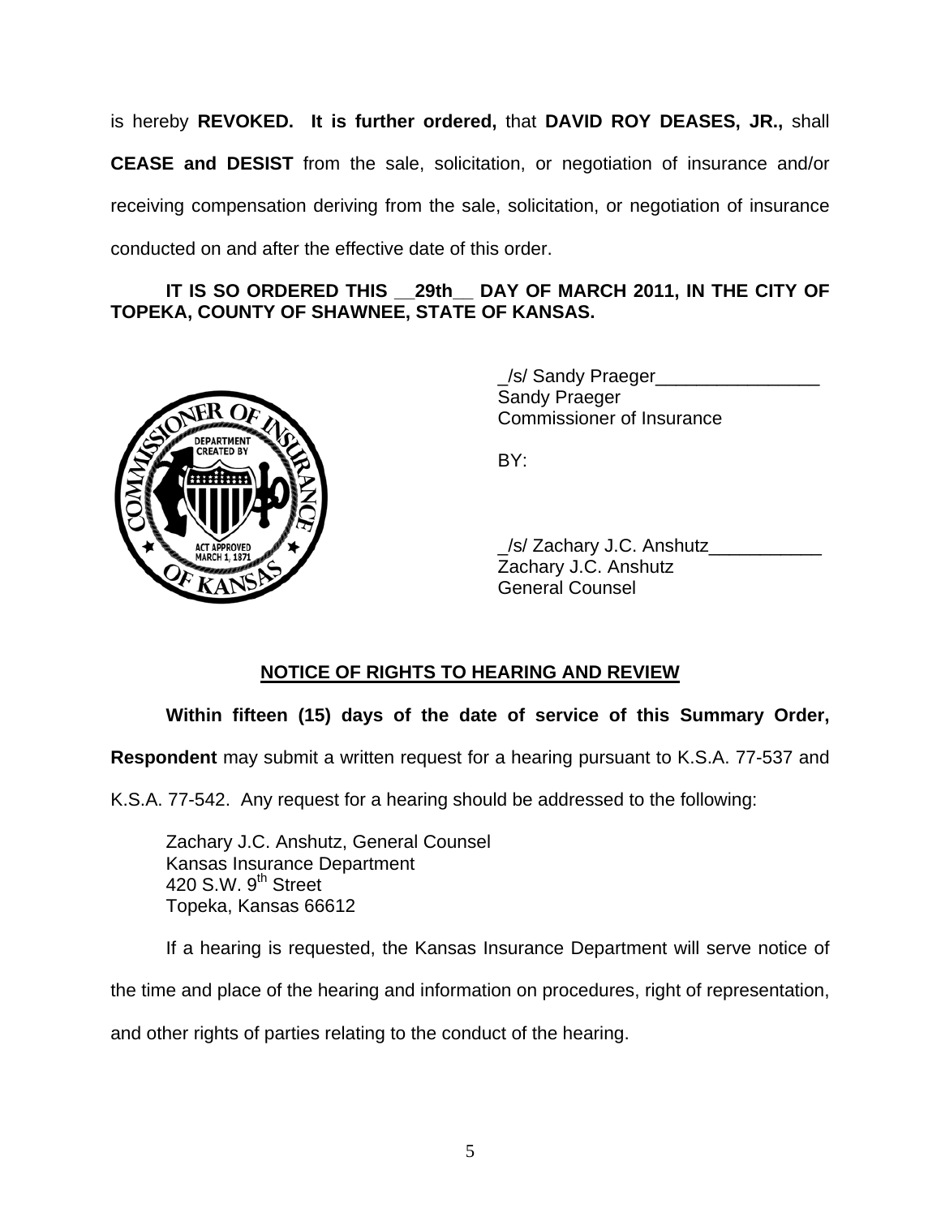is hereby **REVOKED. It is further ordered,** that **DAVID ROY DEASES, JR.,** shall **CEASE and DESIST** from the sale, solicitation, or negotiation of insurance and/or receiving compensation deriving from the sale, solicitation, or negotiation of insurance conducted on and after the effective date of this order.

**IT IS SO ORDERED THIS __29th__ DAY OF MARCH 2011, IN THE CITY OF TOPEKA, COUNTY OF SHAWNEE, STATE OF KANSAS.**

_/s/ Sandy Praeger________________
Sandy Praeger
Commissioner of Insurance

BY:

_/s/ Zachary J.C. Anshutz___________
Zachary J.C. Anshutz
General Counsel

## NOTICE OF RIGHTS TO HEARING AND REVIEW

**Within fifteen (15) days of the date of service of this Summary Order, Respondent** may submit a written request for a hearing pursuant to K.S.A. 77-537 and K.S.A. 77-542. Any request for a hearing should be addressed to the following:

Zachary J.C. Anshutz, General Counsel
Kansas Insurance Department
420 S.W. 9th Street
Topeka, Kansas 66612

If a hearing is requested, the Kansas Insurance Department will serve notice of the time and place of the hearing and information on procedures, right of representation, and other rights of parties relating to the conduct of the hearing.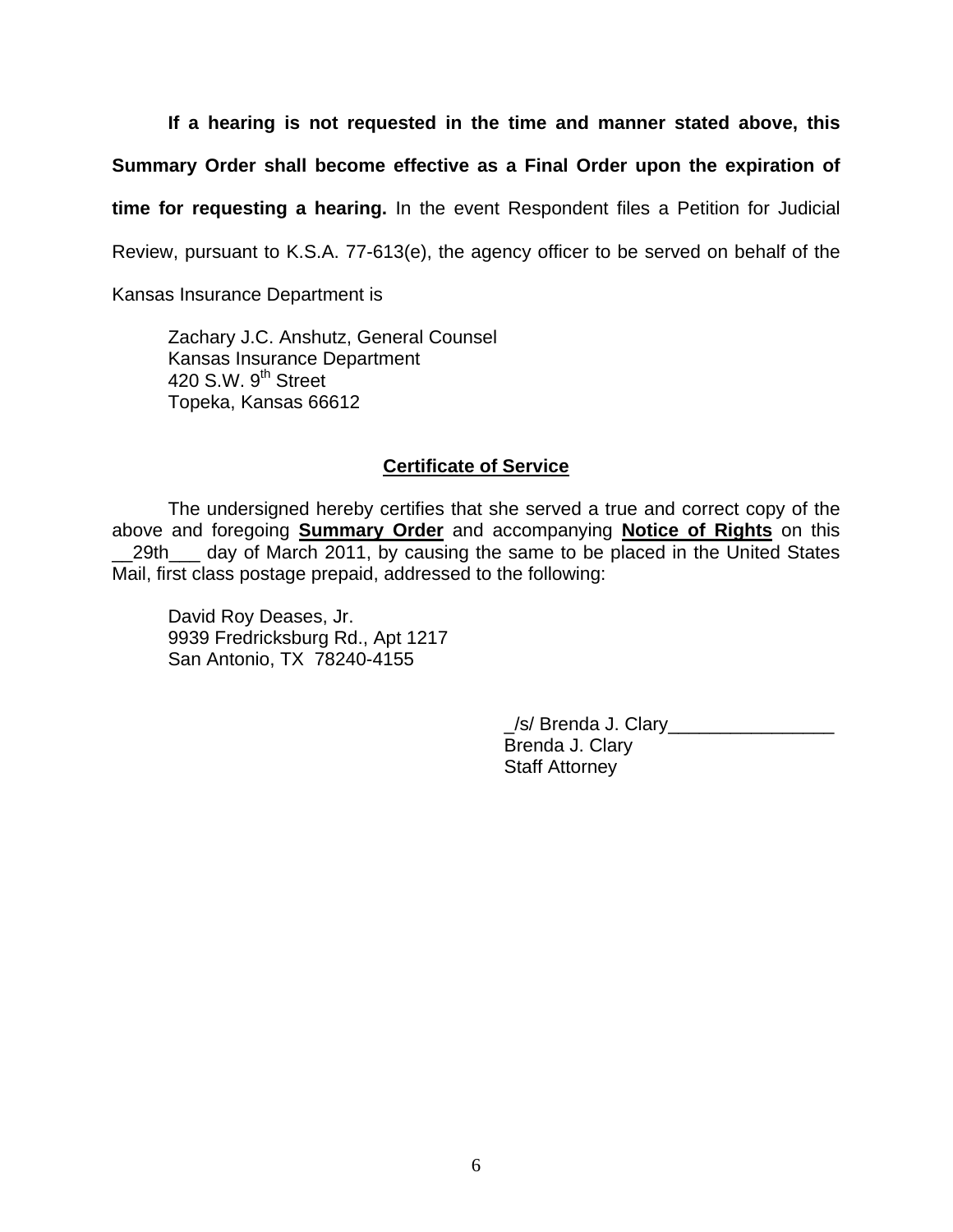**If a hearing is not requested in the time and manner stated above, this Summary Order shall become effective as a Final Order upon the expiration of time for requesting a hearing.** In the event Respondent files a Petition for Judicial Review, pursuant to K.S.A. 77-613(e), the agency officer to be served on behalf of the Kansas Insurance Department is

Zachary J.C. Anshutz, General Counsel
Kansas Insurance Department
420 S.W. 9th Street
Topeka, Kansas 66612

## Certificate of Service

The undersigned hereby certifies that she served a true and correct copy of the above and foregoing **Summary Order** and accompanying **Notice of Rights** on this __29th___ day of March 2011, by causing the same to be placed in the United States Mail, first class postage prepaid, addressed to the following:

David Roy Deases, Jr.
9939 Fredricksburg Rd., Apt 1217
San Antonio, TX 78240-4155

_/s/ Brenda J. Clary________________
Brenda J. Clary
Staff Attorney